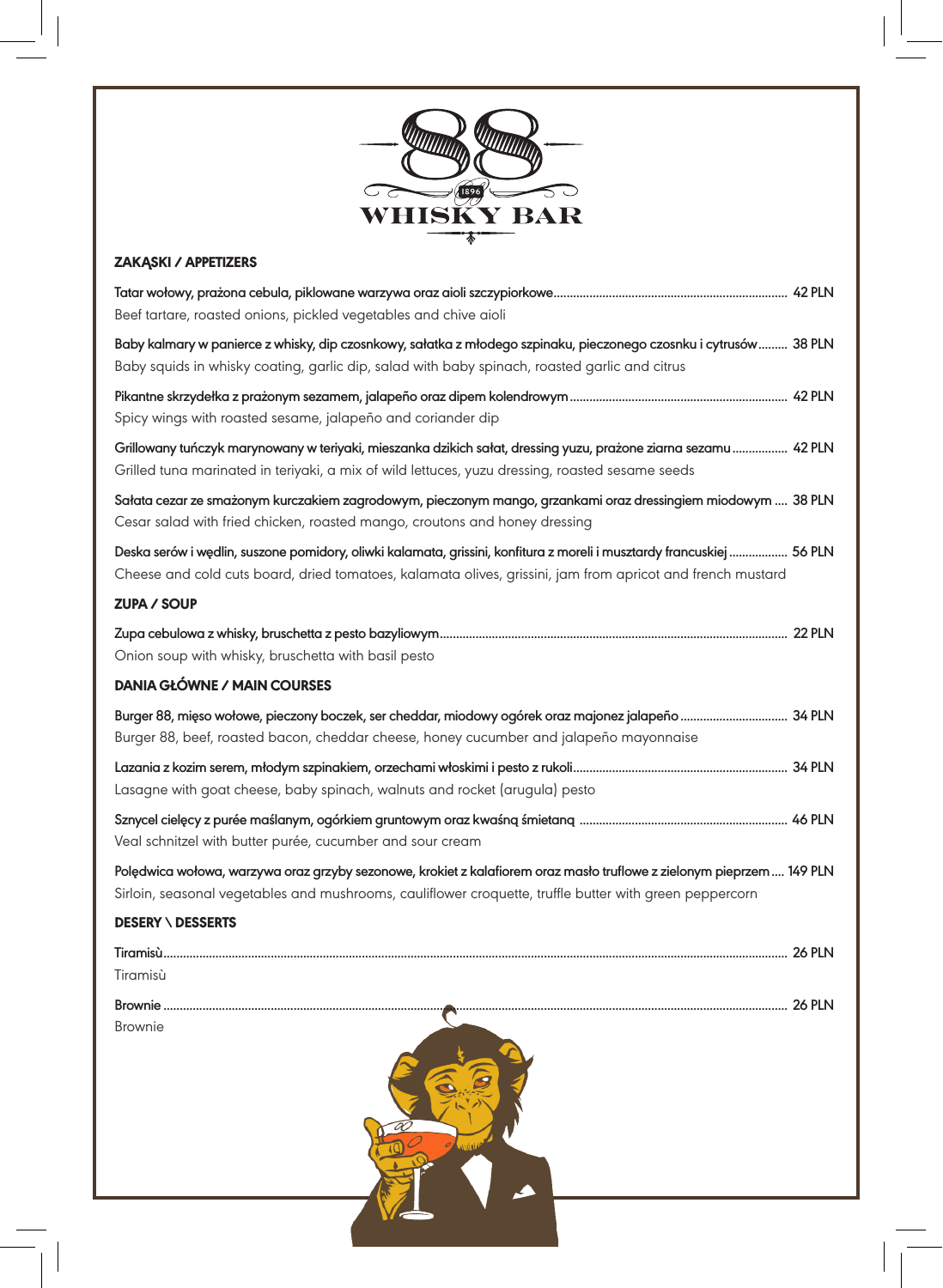# 88 WHISKY BAR

1896

## ZAKĄSKI / APPETIZERS

**Tatar wołowy, prażona cebula, piklowane warzywa oraz aioli szczypiorkowe** ........ 42 PLN
Beef tartare, roasted onions, pickled vegetables and chive aioli

**Baby kalmary w panierce z whisky, dip czosnkowy, sałatka z młodego szpinaku, pieczonego czosnku i cytrusów** ........ 38 PLN
Baby squids in whisky coating, garlic dip, salad with baby spinach, roasted garlic and citrus

**Pikantne skrzydełka z prażonym sezamem, jalapeño oraz dipem kolendrowym** ........ 42 PLN
Spicy wings with roasted sesame, jalapeño and coriander dip

**Grillowany tuńczyk marynowany w teriyaki, mieszanka dzikich sałat, dressing yuzu, prażone ziarna sezamu** ........ 42 PLN
Grilled tuna marinated in teriyaki, a mix of wild lettuces, yuzu dressing, roasted sesame seeds

**Sałata cezar ze smażonym kurczakiem zagrodowym, pieczonym mango, grzankami oraz dressingiem miodowym** .... 38 PLN
Cesar salad with fried chicken, roasted mango, croutons and honey dressing

**Deska serów i wędlin, suszone pomidory, oliwki kalamata, grissini, konfitura z moreli i musztardy francuskiej** ........ 56 PLN
Cheese and cold cuts board, dried tomatoes, kalamata olives, grissini, jam from apricot and french mustard

## ZUPA / SOUP

**Zupa cebulowa z whisky, bruschetta z pesto bazyliowym** ........ 22 PLN
Onion soup with whisky, bruschetta with basil pesto

## DANIA GŁÓWNE / MAIN COURSES

**Burger 88, mięso wołowe, pieczony boczek, ser cheddar, miodowy ogórek oraz majonez jalapeño** ........ 34 PLN
Burger 88, beef, roasted bacon, cheddar cheese, honey cucumber and jalapeño mayonnaise

**Lazania z kozim serem, młodym szpinakiem, orzechami włoskimi i pesto z rukoli** ........ 34 PLN
Lasagne with goat cheese, baby spinach, walnuts and rocket (arugula) pesto

**Sznycel cielęcy z purée maślanym, ogórkiem gruntowym oraz kwaśną śmietaną** ........ 46 PLN
Veal schnitzel with butter purée, cucumber and sour cream

**Polędwica wołowa, warzywa oraz grzyby sezonowe, krokiet z kalafiorem oraz masło truflowe z zielonym pieprzem** .... 149 PLN
Sirloin, seasonal vegetables and mushrooms, cauliflower croquette, truffle butter with green peppercorn

## DESERY \ DESSERTS

**Tiramisù** ........ 26 PLN
Tiramisù

**Brownie** ........ 26 PLN
Brownie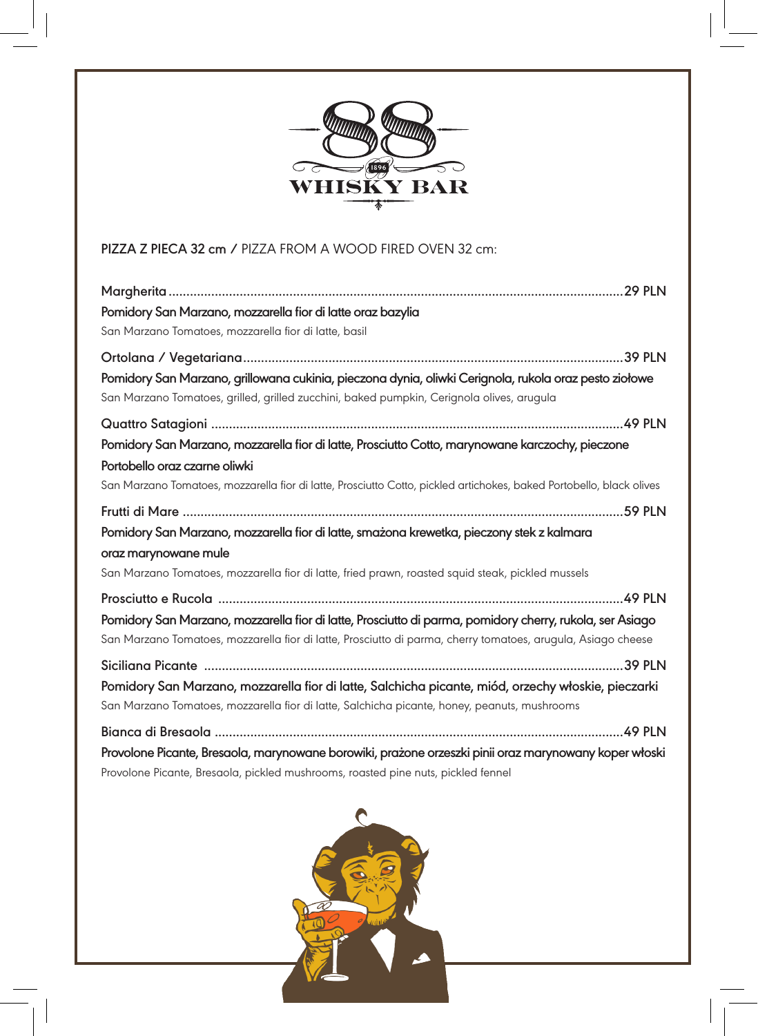# 88 WHISKY BAR

1896

## PIZZA Z PIECA 32 cm / PIZZA FROM A WOOD FIRED OVEN 32 cm:

**Margherita** .......................................... 29 PLN
**Pomidory San Marzano, mozzarella fior di latte oraz bazylia**
San Marzano Tomatoes, mozzarella fior di latte, basil

**Ortolana / Vegetariana** .......................................... 39 PLN
**Pomidory San Marzano, grillowana cukinia, pieczona dynia, oliwki Cerignola, rukola oraz pesto ziołowe**
San Marzano Tomatoes, grilled, grilled zucchini, baked pumpkin, Cerignola olives, arugula

**Quattro Satagioni** .......................................... 49 PLN
**Pomidory San Marzano, mozzarella fior di latte, Prosciutto Cotto, marynowane karczochy, pieczone Portobello oraz czarne oliwki**
San Marzano Tomatoes, mozzarella fior di latte, Prosciutto Cotto, pickled artichokes, baked Portobello, black olives

**Frutti di Mare** .......................................... 59 PLN
**Pomidory San Marzano, mozzarella fior di latte, smażona krewetka, pieczony stek z kalmara oraz marynowane mule**
San Marzano Tomatoes, mozzarella fior di latte, fried prawn, roasted squid steak, pickled mussels

**Prosciutto e Rucola** .......................................... 49 PLN
**Pomidory San Marzano, mozzarella fior di latte, Prosciutto di parma, pomidory cherry, rukola, ser Asiago**
San Marzano Tomatoes, mozzarella fior di latte, Prosciutto di parma, cherry tomatoes, arugula, Asiago cheese

**Siciliana Picante** .......................................... 39 PLN
**Pomidory San Marzano, mozzarella fior di latte, Salchicha picante, miód, orzechy włoskie, pieczarki**
San Marzano Tomatoes, mozzarella fior di latte, Salchicha picante, honey, peanuts, mushrooms

**Bianca di Bresaola** .......................................... 49 PLN
**Provolone Picante, Bresaola, marynowane borowiki, prażone orzeszki pinii oraz marynowany koper włoski**
Provolone Picante, Bresaola, pickled mushrooms, roasted pine nuts, pickled fennel